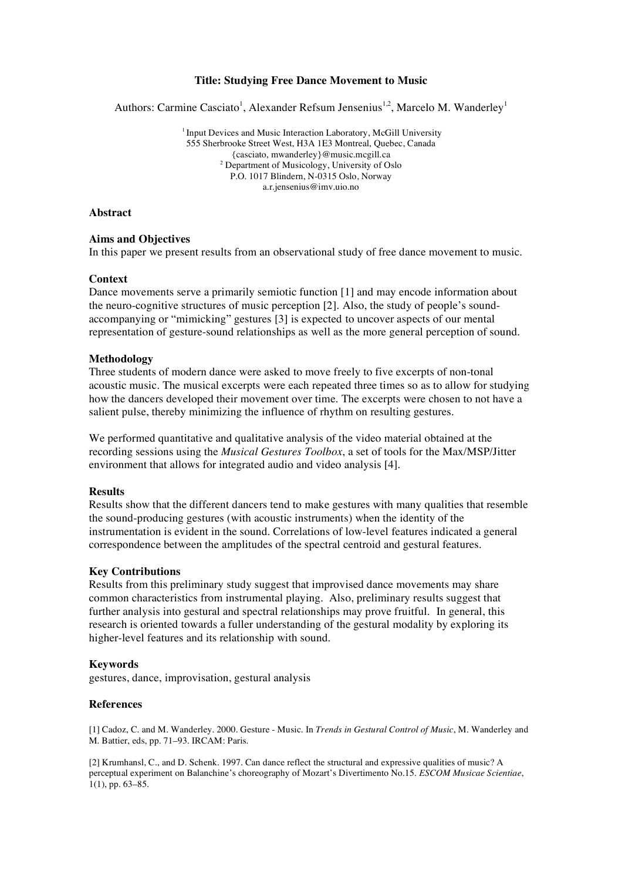# Title: Studying Free Dance Movement to Music

Authors: Carmine Casciato[1], Alexander Refsum Jensenius[1,2], Marcelo M. Wanderley[1]

[1] Input Devices and Music Interaction Laboratory, McGill University
555 Sherbrooke Street West, H3A 1E3 Montreal, Quebec, Canada
{casciato, mwanderley}@music.mcgill.ca
[2] Department of Musicology, University of Oslo
P.O. 1017 Blindern, N-0315 Oslo, Norway
a.r.jensenius@imv.uio.no

## Abstract

### Aims and Objectives

In this paper we present results from an observational study of free dance movement to music.

### Context

Dance movements serve a primarily semiotic function [1] and may encode information about the neuro-cognitive structures of music perception [2]. Also, the study of people's sound-accompanying or "mimicking" gestures [3] is expected to uncover aspects of our mental representation of gesture-sound relationships as well as the more general perception of sound.

### Methodology

Three students of modern dance were asked to move freely to five excerpts of non-tonal acoustic music. The musical excerpts were each repeated three times so as to allow for studying how the dancers developed their movement over time. The excerpts were chosen to not have a salient pulse, thereby minimizing the influence of rhythm on resulting gestures.

We performed quantitative and qualitative analysis of the video material obtained at the recording sessions using the *Musical Gestures Toolbox*, a set of tools for the Max/MSP/Jitter environment that allows for integrated audio and video analysis [4].

### Results

Results show that the different dancers tend to make gestures with many qualities that resemble the sound-producing gestures (with acoustic instruments) when the identity of the instrumentation is evident in the sound. Correlations of low-level features indicated a general correspondence between the amplitudes of the spectral centroid and gestural features.

### Key Contributions

Results from this preliminary study suggest that improvised dance movements may share common characteristics from instrumental playing. Also, preliminary results suggest that further analysis into gestural and spectral relationships may prove fruitful. In general, this research is oriented towards a fuller understanding of the gestural modality by exploring its higher-level features and its relationship with sound.

### Keywords

gestures, dance, improvisation, gestural analysis

### References

[1] Cadoz, C. and M. Wanderley. 2000. Gesture - Music. In *Trends in Gestural Control of Music*, M. Wanderley and M. Battier, eds, pp. 71–93. IRCAM: Paris.

[2] Krumhansl, C., and D. Schenk. 1997. Can dance reflect the structural and expressive qualities of music? A perceptual experiment on Balanchine's choreography of Mozart's Divertimento No.15. *ESCOM Musicae Scientiae*, 1(1), pp. 63–85.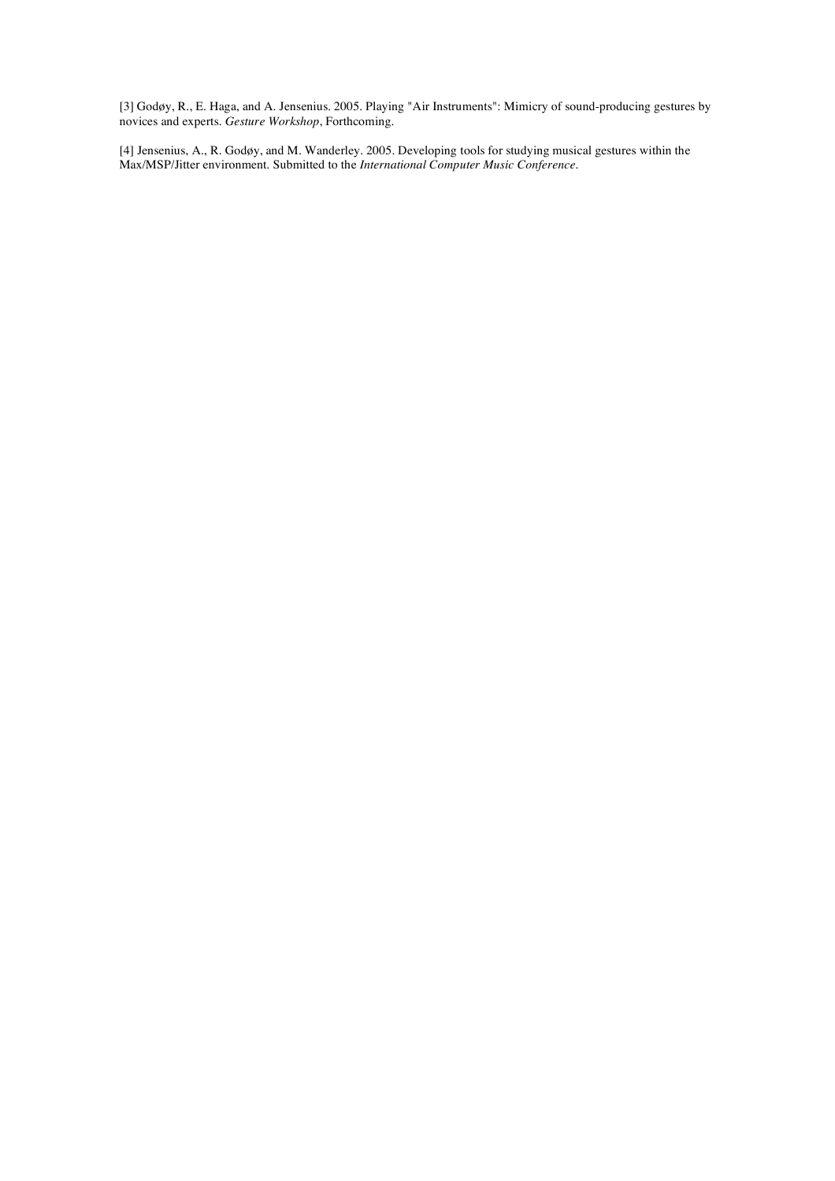[3] Godøy, R., E. Haga, and A. Jensenius. 2005. Playing "Air Instruments": Mimicry of sound-producing gestures by novices and experts. *Gesture Workshop*, Forthcoming.

[4] Jensenius, A., R. Godøy, and M. Wanderley. 2005. Developing tools for studying musical gestures within the Max/MSP/Jitter environment. Submitted to the *International Computer Music Conference*.